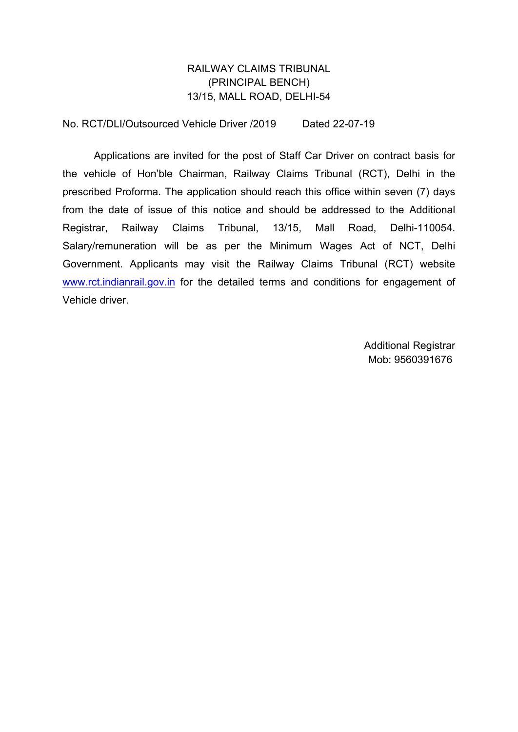RAILWAY CLAIMS TRIBUNAL
(PRINCIPAL BENCH)
13/15, MALL ROAD, DELHI-54

No. RCT/DLI/Outsourced Vehicle Driver /2019 Dated 22-07-19

Applications are invited for the post of Staff Car Driver on contract basis for the vehicle of Hon'ble Chairman, Railway Claims Tribunal (RCT), Delhi in the prescribed Proforma. The application should reach this office within seven (7) days from the date of issue of this notice and should be addressed to the Additional Registrar, Railway Claims Tribunal, 13/15, Mall Road, Delhi-110054. Salary/remuneration will be as per the Minimum Wages Act of NCT, Delhi Government. Applicants may visit the Railway Claims Tribunal (RCT) website www.rct.indianrail.gov.in for the detailed terms and conditions for engagement of Vehicle driver.

Additional Registrar
Mob: 9560391676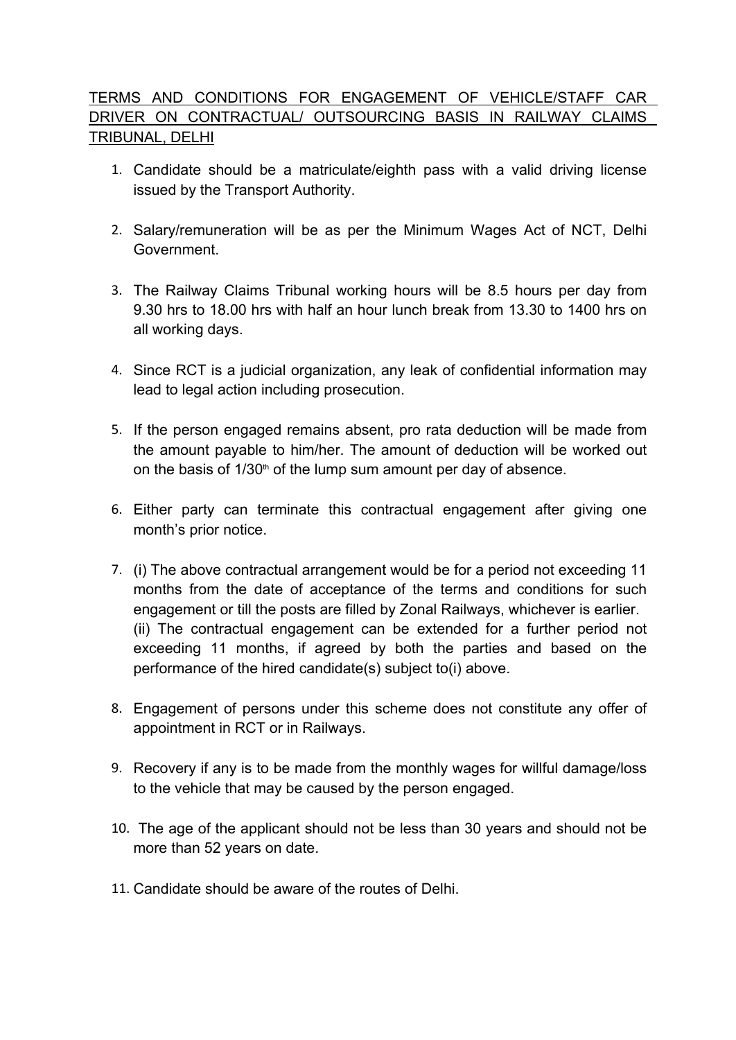<u>TERMS AND CONDITIONS FOR ENGAGEMENT OF VEHICLE/STAFF CAR DRIVER ON CONTRACTUAL/ OUTSOURCING BASIS IN RAILWAY CLAIMS TRIBUNAL, DELHI</u>

1. Candidate should be a matriculate/eighth pass with a valid driving license issued by the Transport Authority.

2. Salary/remuneration will be as per the Minimum Wages Act of NCT, Delhi Government.

3. The Railway Claims Tribunal working hours will be 8.5 hours per day from 9.30 hrs to 18.00 hrs with half an hour lunch break from 13.30 to 1400 hrs on all working days.

4. Since RCT is a judicial organization, any leak of confidential information may lead to legal action including prosecution.

5. If the person engaged remains absent, pro rata deduction will be made from the amount payable to him/her. The amount of deduction will be worked out on the basis of 1/30th of the lump sum amount per day of absence.

6. Either party can terminate this contractual engagement after giving one month's prior notice.

7. (i) The above contractual arrangement would be for a period not exceeding 11 months from the date of acceptance of the terms and conditions for such engagement or till the posts are filled by Zonal Railways, whichever is earlier.
   (ii) The contractual engagement can be extended for a further period not exceeding 11 months, if agreed by both the parties and based on the performance of the hired candidate(s) subject to(i) above.

8. Engagement of persons under this scheme does not constitute any offer of appointment in RCT or in Railways.

9. Recovery if any is to be made from the monthly wages for willful damage/loss to the vehicle that may be caused by the person engaged.

10. The age of the applicant should not be less than 30 years and should not be more than 52 years on date.

11. Candidate should be aware of the routes of Delhi.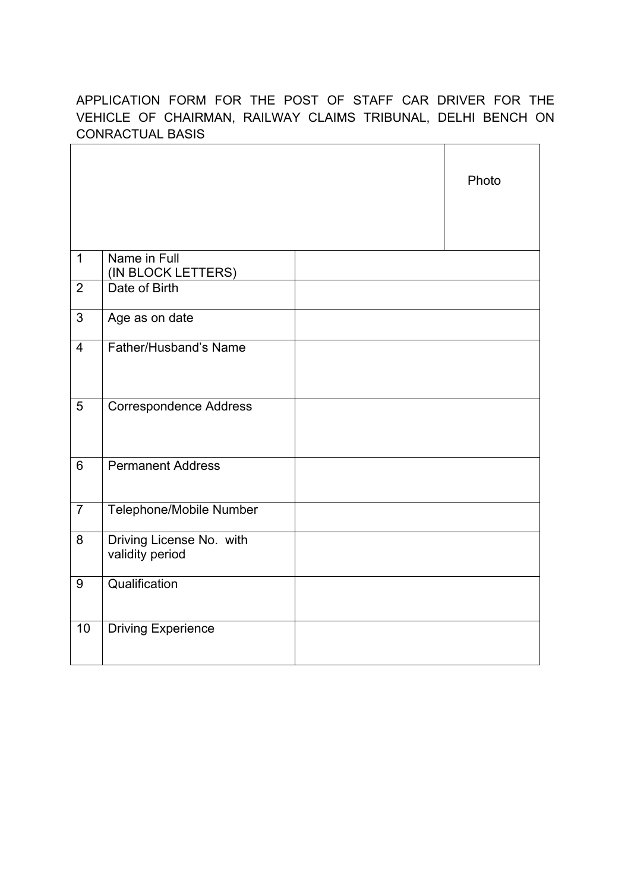APPLICATION FORM FOR THE POST OF STAFF CAR DRIVER FOR THE VEHICLE OF CHAIRMAN, RAILWAY CLAIMS TRIBUNAL, DELHI BENCH ON CONRACTUAL BASIS

| | | | Photo |
|---|---|---|---|
| 1 | Name in Full (IN BLOCK LETTERS) | | |
| 2 | Date of Birth | | |
| 3 | Age as on date | | |
| 4 | Father/Husband's Name | | |
| 5 | Correspondence Address | | |
| 6 | Permanent Address | | |
| 7 | Telephone/Mobile Number | | |
| 8 | Driving License No. with validity period | | |
| 9 | Qualification | | |
| 10 | Driving Experience | | |